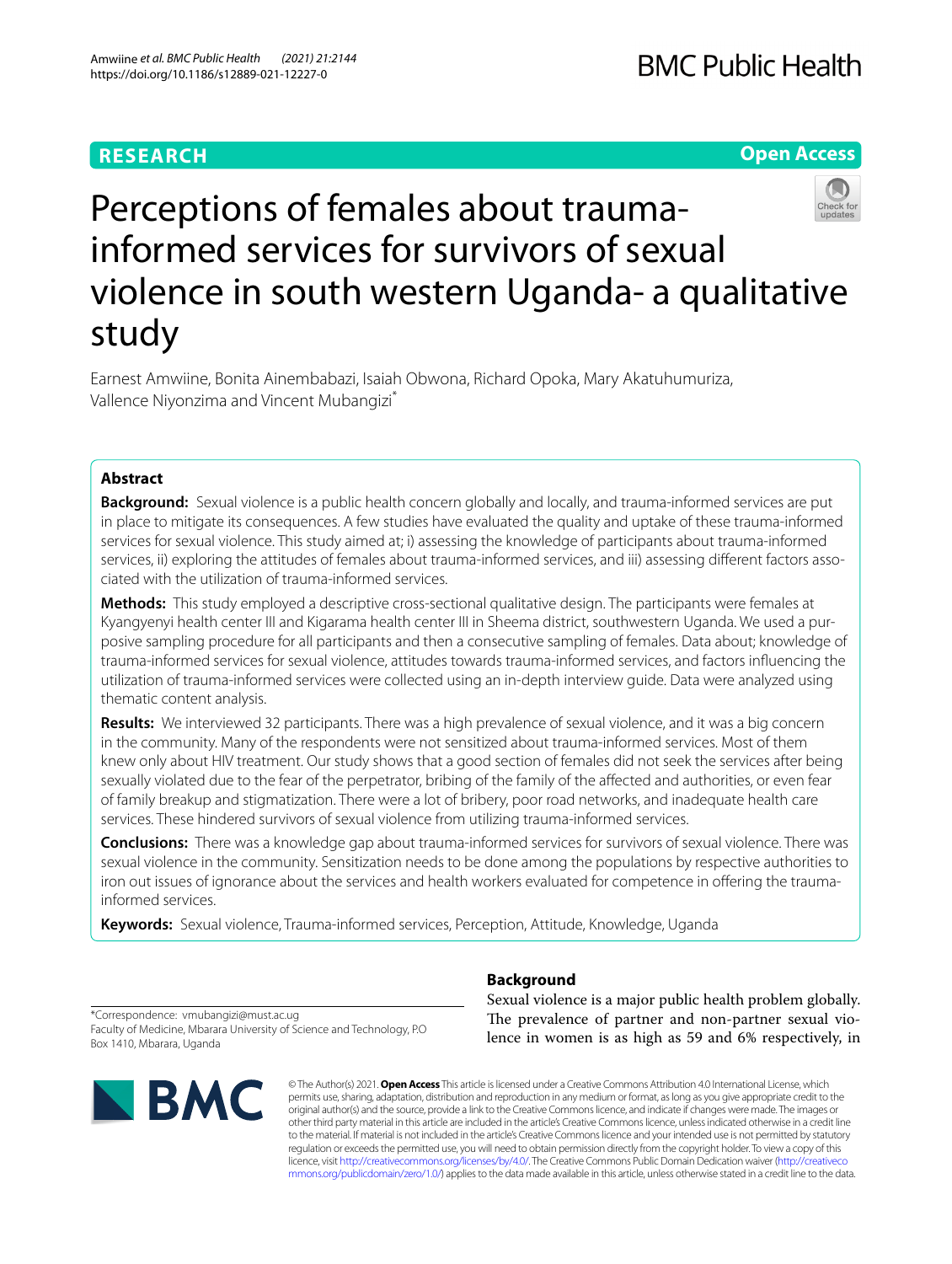RESEARCH

Open Access

# Perceptions of females about trauma-informed services for survivors of sexual violence in south western Uganda- a qualitative study

Earnest Amwiine, Bonita Ainembabazi, Isaiah Obwona, Richard Opoka, Mary Akatuhumuriza, Vallence Niyonzima and Vincent Mubangizi*

## Abstract

**Background:** Sexual violence is a public health concern globally and locally, and trauma-informed services are put in place to mitigate its consequences. A few studies have evaluated the quality and uptake of these trauma-informed services for sexual violence. This study aimed at; i) assessing the knowledge of participants about trauma-informed services, ii) exploring the attitudes of females about trauma-informed services, and iii) assessing different factors associated with the utilization of trauma-informed services.

**Methods:** This study employed a descriptive cross-sectional qualitative design. The participants were females at Kyangyenyi health center III and Kigarama health center III in Sheema district, southwestern Uganda. We used a purposive sampling procedure for all participants and then a consecutive sampling of females. Data about; knowledge of trauma-informed services for sexual violence, attitudes towards trauma-informed services, and factors influencing the utilization of trauma-informed services were collected using an in-depth interview guide. Data were analyzed using thematic content analysis.

**Results:** We interviewed 32 participants. There was a high prevalence of sexual violence, and it was a big concern in the community. Many of the respondents were not sensitized about trauma-informed services. Most of them knew only about HIV treatment. Our study shows that a good section of females did not seek the services after being sexually violated due to the fear of the perpetrator, bribing of the family of the affected and authorities, or even fear of family breakup and stigmatization. There were a lot of bribery, poor road networks, and inadequate health care services. These hindered survivors of sexual violence from utilizing trauma-informed services.

**Conclusions:** There was a knowledge gap about trauma-informed services for survivors of sexual violence. There was sexual violence in the community. Sensitization needs to be done among the populations by respective authorities to iron out issues of ignorance about the services and health workers evaluated for competence in offering the trauma-informed services.

**Keywords:** Sexual violence, Trauma-informed services, Perception, Attitude, Knowledge, Uganda

*Correspondence: vmubangizi@must.ac.ug
Faculty of Medicine, Mbarara University of Science and Technology, P.O Box 1410, Mbarara, Uganda

## Background

Sexual violence is a major public health problem globally. The prevalence of partner and non-partner sexual violence in women is as high as 59 and 6% respectively, in

© The Author(s) 2021. **Open Access** This article is licensed under a Creative Commons Attribution 4.0 International License, which permits use, sharing, adaptation, distribution and reproduction in any medium or format, as long as you give appropriate credit to the original author(s) and the source, provide a link to the Creative Commons licence, and indicate if changes were made. The images or other third party material in this article are included in the article's Creative Commons licence, unless indicated otherwise in a credit line to the material. If material is not included in the article's Creative Commons licence and your intended use is not permitted by statutory regulation or exceeds the permitted use, you will need to obtain permission directly from the copyright holder. To view a copy of this licence, visit http://creativecommons.org/licenses/by/4.0/. The Creative Commons Public Domain Dedication waiver (http://creativecommons.org/publicdomain/zero/1.0/) applies to the data made available in this article, unless otherwise stated in a credit line to the data.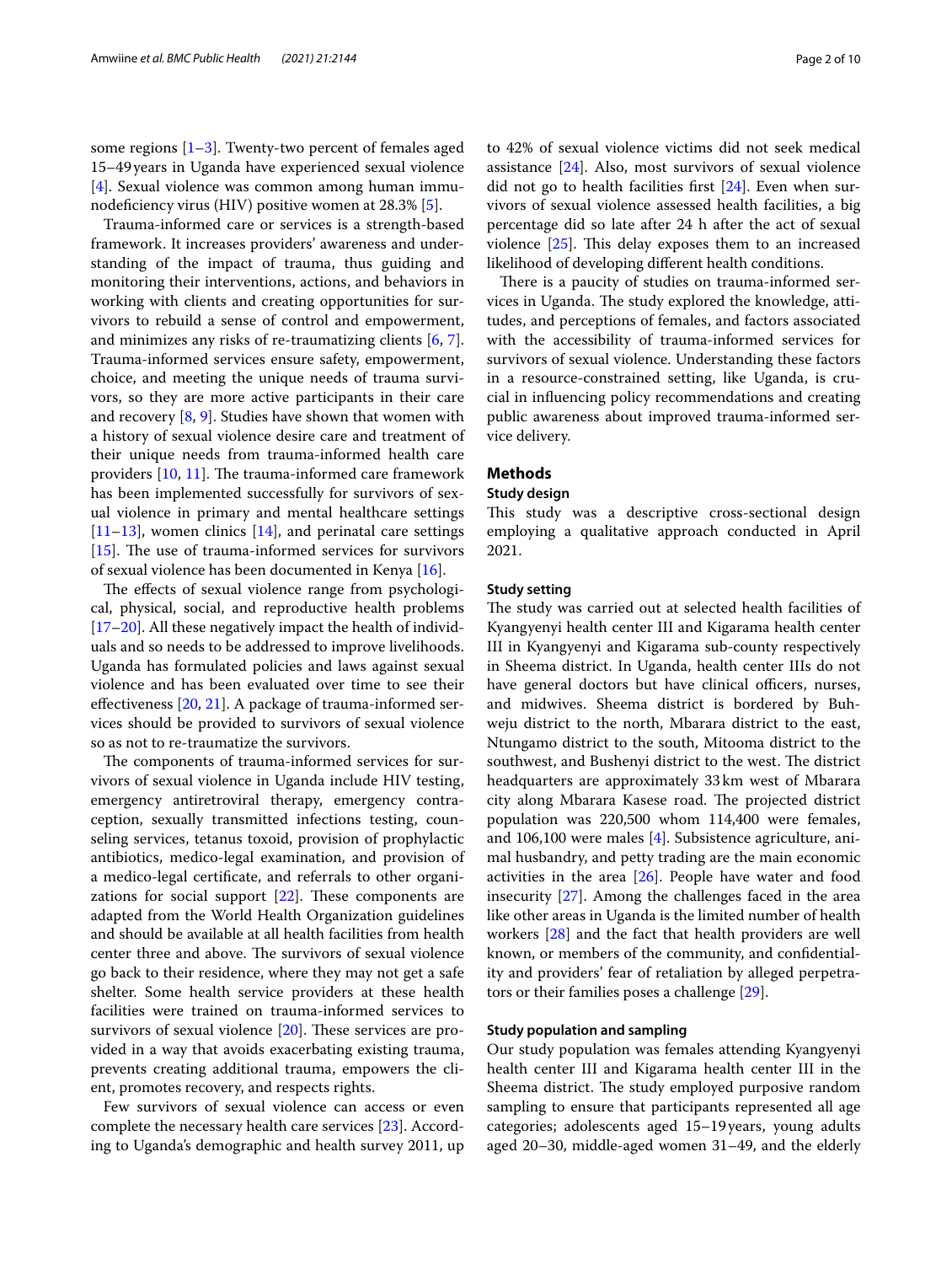some regions [1–3]. Twenty-two percent of females aged 15–49 years in Uganda have experienced sexual violence [4]. Sexual violence was common among human immunodeficiency virus (HIV) positive women at 28.3% [5].

Trauma-informed care or services is a strength-based framework. It increases providers' awareness and understanding of the impact of trauma, thus guiding and monitoring their interventions, actions, and behaviors in working with clients and creating opportunities for survivors to rebuild a sense of control and empowerment, and minimizes any risks of re-traumatizing clients [6, 7]. Trauma-informed services ensure safety, empowerment, choice, and meeting the unique needs of trauma survivors, so they are more active participants in their care and recovery [8, 9]. Studies have shown that women with a history of sexual violence desire care and treatment of their unique needs from trauma-informed health care providers [10, 11]. The trauma-informed care framework has been implemented successfully for survivors of sexual violence in primary and mental healthcare settings [11–13], women clinics [14], and perinatal care settings [15]. The use of trauma-informed services for survivors of sexual violence has been documented in Kenya [16].

The effects of sexual violence range from psychological, physical, social, and reproductive health problems [17–20]. All these negatively impact the health of individuals and so needs to be addressed to improve livelihoods. Uganda has formulated policies and laws against sexual violence and has been evaluated over time to see their effectiveness [20, 21]. A package of trauma-informed services should be provided to survivors of sexual violence so as not to re-traumatize the survivors.

The components of trauma-informed services for survivors of sexual violence in Uganda include HIV testing, emergency antiretroviral therapy, emergency contraception, sexually transmitted infections testing, counseling services, tetanus toxoid, provision of prophylactic antibiotics, medico-legal examination, and provision of a medico-legal certificate, and referrals to other organizations for social support [22]. These components are adapted from the World Health Organization guidelines and should be available at all health facilities from health center three and above. The survivors of sexual violence go back to their residence, where they may not get a safe shelter. Some health service providers at these health facilities were trained on trauma-informed services to survivors of sexual violence [20]. These services are provided in a way that avoids exacerbating existing trauma, prevents creating additional trauma, empowers the client, promotes recovery, and respects rights.

Few survivors of sexual violence can access or even complete the necessary health care services [23]. According to Uganda's demographic and health survey 2011, up to 42% of sexual violence victims did not seek medical assistance [24]. Also, most survivors of sexual violence did not go to health facilities first [24]. Even when survivors of sexual violence assessed health facilities, a big percentage did so late after 24 h after the act of sexual violence [25]. This delay exposes them to an increased likelihood of developing different health conditions.

There is a paucity of studies on trauma-informed services in Uganda. The study explored the knowledge, attitudes, and perceptions of females, and factors associated with the accessibility of trauma-informed services for survivors of sexual violence. Understanding these factors in a resource-constrained setting, like Uganda, is crucial in influencing policy recommendations and creating public awareness about improved trauma-informed service delivery.

## Methods

### Study design

This study was a descriptive cross-sectional design employing a qualitative approach conducted in April 2021.

### Study setting

The study was carried out at selected health facilities of Kyangyenyi health center III and Kigarama health center III in Kyangyenyi and Kigarama sub-county respectively in Sheema district. In Uganda, health center IIIs do not have general doctors but have clinical officers, nurses, and midwives. Sheema district is bordered by Buhweju district to the north, Mbarara district to the east, Ntungamo district to the south, Mitooma district to the southwest, and Bushenyi district to the west. The district headquarters are approximately 33 km west of Mbarara city along Mbarara Kasese road. The projected district population was 220,500 whom 114,400 were females, and 106,100 were males [4]. Subsistence agriculture, animal husbandry, and petty trading are the main economic activities in the area [26]. People have water and food insecurity [27]. Among the challenges faced in the area like other areas in Uganda is the limited number of health workers [28] and the fact that health providers are well known, or members of the community, and confidentiality and providers' fear of retaliation by alleged perpetrators or their families poses a challenge [29].

### Study population and sampling

Our study population was females attending Kyangyenyi health center III and Kigarama health center III in the Sheema district. The study employed purposive random sampling to ensure that participants represented all age categories; adolescents aged 15–19 years, young adults aged 20–30, middle-aged women 31–49, and the elderly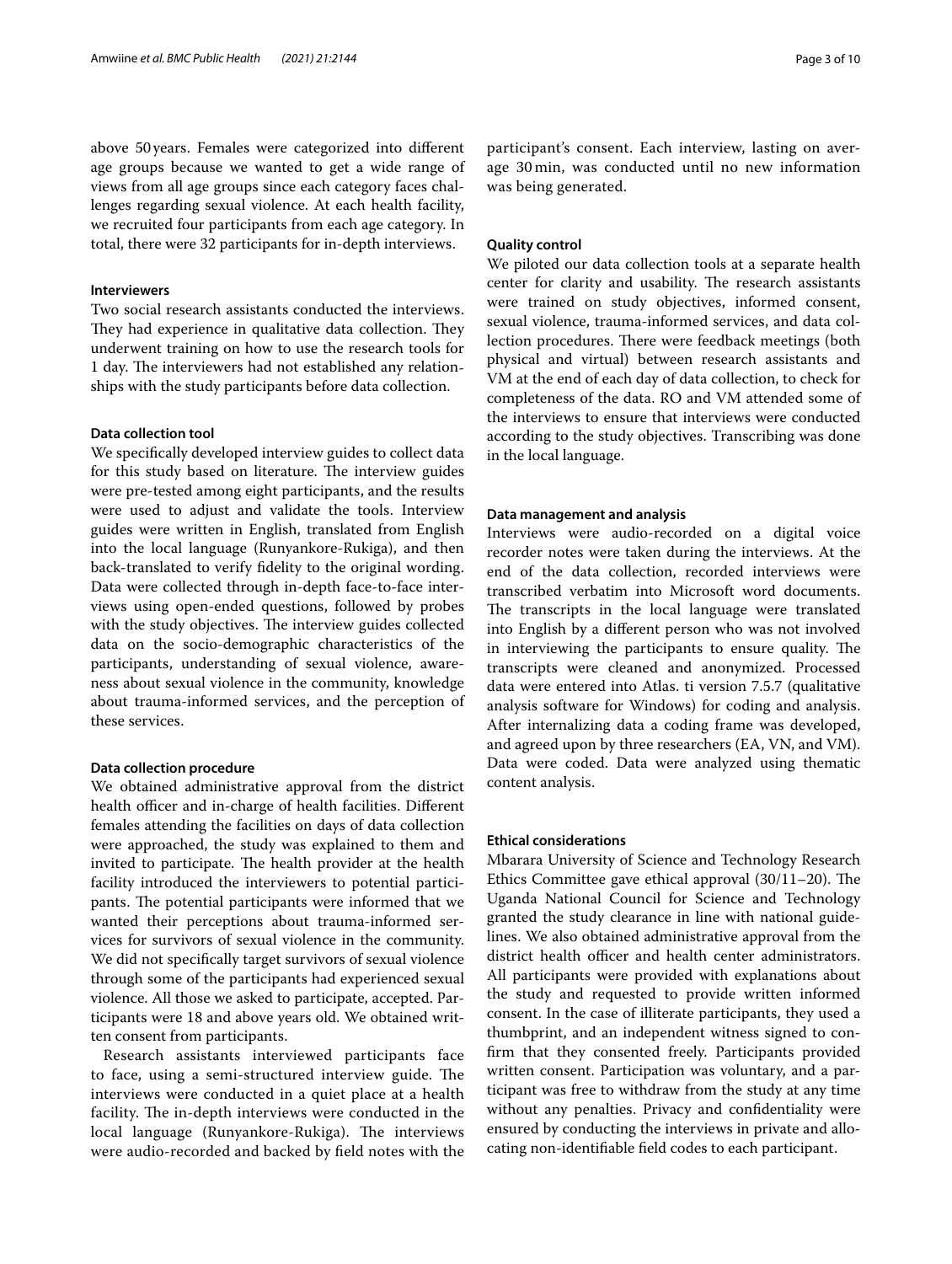above 50 years. Females were categorized into different age groups because we wanted to get a wide range of views from all age groups since each category faces challenges regarding sexual violence. At each health facility, we recruited four participants from each age category. In total, there were 32 participants for in-depth interviews.

#### Interviewers

Two social research assistants conducted the interviews. They had experience in qualitative data collection. They underwent training on how to use the research tools for 1 day. The interviewers had not established any relationships with the study participants before data collection.

#### Data collection tool

We specifically developed interview guides to collect data for this study based on literature. The interview guides were pre-tested among eight participants, and the results were used to adjust and validate the tools. Interview guides were written in English, translated from English into the local language (Runyankore-Rukiga), and then back-translated to verify fidelity to the original wording. Data were collected through in-depth face-to-face interviews using open-ended questions, followed by probes with the study objectives. The interview guides collected data on the socio-demographic characteristics of the participants, understanding of sexual violence, awareness about sexual violence in the community, knowledge about trauma-informed services, and the perception of these services.

#### Data collection procedure

We obtained administrative approval from the district health officer and in-charge of health facilities. Different females attending the facilities on days of data collection were approached, the study was explained to them and invited to participate. The health provider at the health facility introduced the interviewers to potential participants. The potential participants were informed that we wanted their perceptions about trauma-informed services for survivors of sexual violence in the community. We did not specifically target survivors of sexual violence through some of the participants had experienced sexual violence. All those we asked to participate, accepted. Participants were 18 and above years old. We obtained written consent from participants.

Research assistants interviewed participants face to face, using a semi-structured interview guide. The interviews were conducted in a quiet place at a health facility. The in-depth interviews were conducted in the local language (Runyankore-Rukiga). The interviews were audio-recorded and backed by field notes with the participant's consent. Each interview, lasting on average 30 min, was conducted until no new information was being generated.

#### Quality control

We piloted our data collection tools at a separate health center for clarity and usability. The research assistants were trained on study objectives, informed consent, sexual violence, trauma-informed services, and data collection procedures. There were feedback meetings (both physical and virtual) between research assistants and VM at the end of each day of data collection, to check for completeness of the data. RO and VM attended some of the interviews to ensure that interviews were conducted according to the study objectives. Transcribing was done in the local language.

#### Data management and analysis

Interviews were audio-recorded on a digital voice recorder notes were taken during the interviews. At the end of the data collection, recorded interviews were transcribed verbatim into Microsoft word documents. The transcripts in the local language were translated into English by a different person who was not involved in interviewing the participants to ensure quality. The transcripts were cleaned and anonymized. Processed data were entered into Atlas. ti version 7.5.7 (qualitative analysis software for Windows) for coding and analysis. After internalizing data a coding frame was developed, and agreed upon by three researchers (EA, VN, and VM). Data were coded. Data were analyzed using thematic content analysis.

#### Ethical considerations

Mbarara University of Science and Technology Research Ethics Committee gave ethical approval (30/11–20). The Uganda National Council for Science and Technology granted the study clearance in line with national guidelines. We also obtained administrative approval from the district health officer and health center administrators. All participants were provided with explanations about the study and requested to provide written informed consent. In the case of illiterate participants, they used a thumbprint, and an independent witness signed to confirm that they consented freely. Participants provided written consent. Participation was voluntary, and a participant was free to withdraw from the study at any time without any penalties. Privacy and confidentiality were ensured by conducting the interviews in private and allocating non-identifiable field codes to each participant.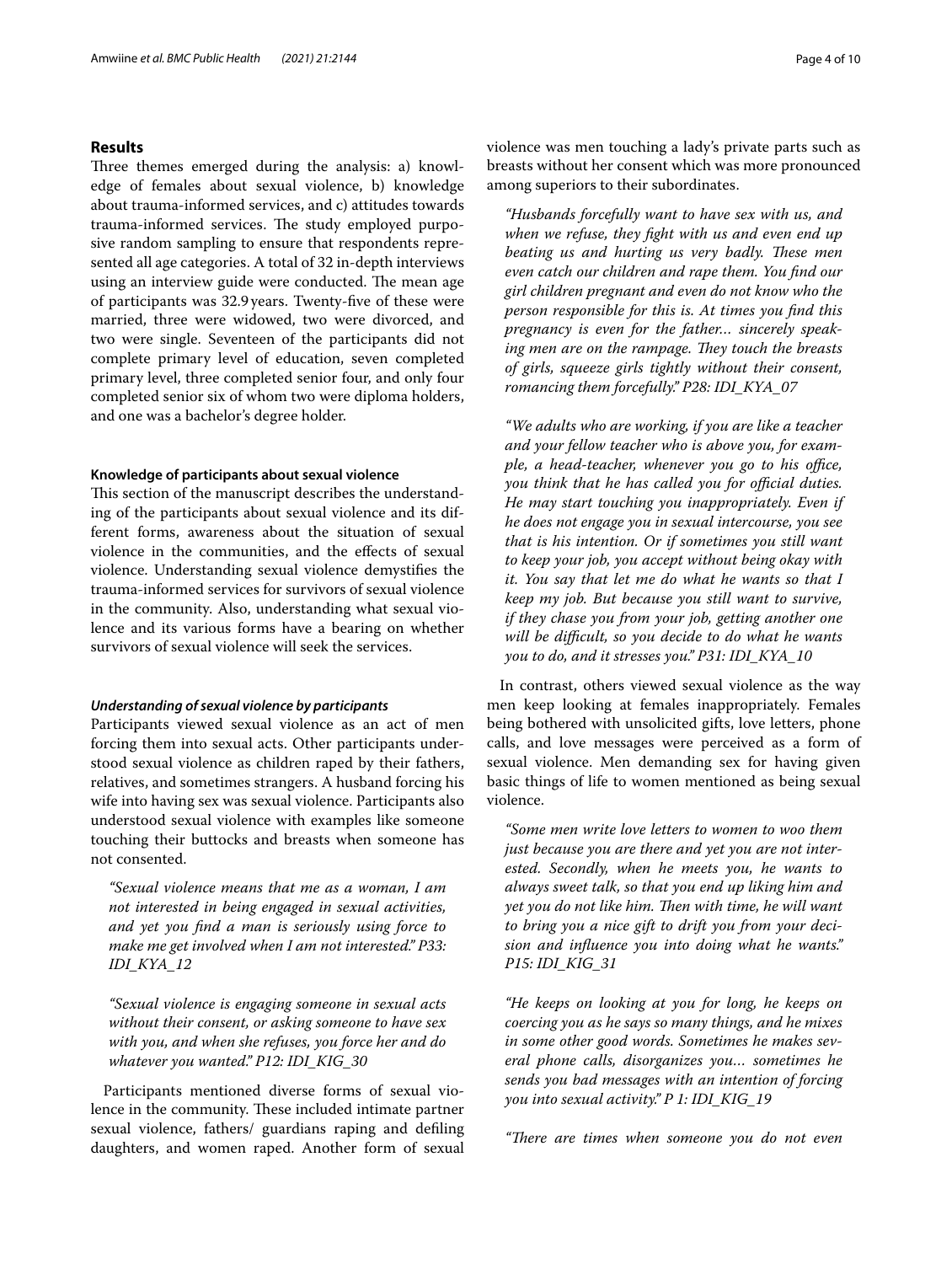## Results

Three themes emerged during the analysis: a) knowledge of females about sexual violence, b) knowledge about trauma-informed services, and c) attitudes towards trauma-informed services. The study employed purposive random sampling to ensure that respondents represented all age categories. A total of 32 in-depth interviews using an interview guide were conducted. The mean age of participants was 32.9 years. Twenty-five of these were married, three were widowed, two were divorced, and two were single. Seventeen of the participants did not complete primary level of education, seven completed primary level, three completed senior four, and only four completed senior six of whom two were diploma holders, and one was a bachelor's degree holder.

### Knowledge of participants about sexual violence

This section of the manuscript describes the understanding of the participants about sexual violence and its different forms, awareness about the situation of sexual violence in the communities, and the effects of sexual violence. Understanding sexual violence demystifies the trauma-informed services for survivors of sexual violence in the community. Also, understanding what sexual violence and its various forms have a bearing on whether survivors of sexual violence will seek the services.

#### *Understanding of sexual violence by participants*

Participants viewed sexual violence as an act of men forcing them into sexual acts. Other participants understood sexual violence as children raped by their fathers, relatives, and sometimes strangers. A husband forcing his wife into having sex was sexual violence. Participants also understood sexual violence with examples like someone touching their buttocks and breasts when someone has not consented.

> *"Sexual violence means that me as a woman, I am not interested in being engaged in sexual activities, and yet you find a man is seriously using force to make me get involved when I am not interested." P33: IDI_KYA_12*

> *"Sexual violence is engaging someone in sexual acts without their consent, or asking someone to have sex with you, and when she refuses, you force her and do whatever you wanted." P12: IDI_KIG_30*

Participants mentioned diverse forms of sexual violence in the community. These included intimate partner sexual violence, fathers/ guardians raping and defiling daughters, and women raped. Another form of sexual violence was men touching a lady's private parts such as breasts without her consent which was more pronounced among superiors to their subordinates.

> *"Husbands forcefully want to have sex with us, and when we refuse, they fight with us and even end up beating us and hurting us very badly. These men even catch our children and rape them. You find our girl children pregnant and even do not know who the person responsible for this is. At times you find this pregnancy is even for the father… sincerely speaking men are on the rampage. They touch the breasts of girls, squeeze girls tightly without their consent, romancing them forcefully." P28: IDI_KYA_07*

> *"We adults who are working, if you are like a teacher and your fellow teacher who is above you, for example, a head-teacher, whenever you go to his office, you think that he has called you for official duties. He may start touching you inappropriately. Even if he does not engage you in sexual intercourse, you see that is his intention. Or if sometimes you still want to keep your job, you accept without being okay with it. You say that let me do what he wants so that I keep my job. But because you still want to survive, if they chase you from your job, getting another one will be difficult, so you decide to do what he wants you to do, and it stresses you." P31: IDI_KYA_10*

In contrast, others viewed sexual violence as the way men keep looking at females inappropriately. Females being bothered with unsolicited gifts, love letters, phone calls, and love messages were perceived as a form of sexual violence. Men demanding sex for having given basic things of life to women mentioned as being sexual violence.

> *"Some men write love letters to women to woo them just because you are there and yet you are not interested. Secondly, when he meets you, he wants to always sweet talk, so that you end up liking him and yet you do not like him. Then with time, he will want to bring you a nice gift to drift you from your decision and influence you into doing what he wants." P15: IDI_KIG_31*

> *"He keeps on looking at you for long, he keeps on coercing you as he says so many things, and he mixes in some other good words. Sometimes he makes several phone calls, disorganizes you… sometimes he sends you bad messages with an intention of forcing you into sexual activity." P 1: IDI_KIG_19*

> *"There are times when someone you do not even*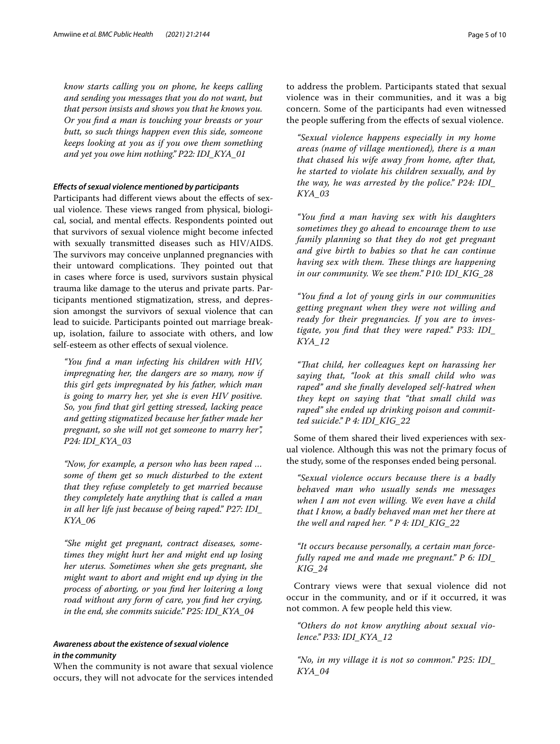*know starts calling you on phone, he keeps calling and sending you messages that you do not want, but that person insists and shows you that he knows you. Or you find a man is touching your breasts or your butt, so such things happen even this side, someone keeps looking at you as if you owe them something and yet you owe him nothing." P22: IDI_KYA_01*

#### *Effects of sexual violence mentioned by participants*

Participants had different views about the effects of sexual violence. These views ranged from physical, biological, social, and mental effects. Respondents pointed out that survivors of sexual violence might become infected with sexually transmitted diseases such as HIV/AIDS. The survivors may conceive unplanned pregnancies with their untoward complications. They pointed out that in cases where force is used, survivors sustain physical trauma like damage to the uterus and private parts. Participants mentioned stigmatization, stress, and depression amongst the survivors of sexual violence that can lead to suicide. Participants pointed out marriage breakup, isolation, failure to associate with others, and low self-esteem as other effects of sexual violence.

> *"You find a man infecting his children with HIV, impregnating her, the dangers are so many, now if this girl gets impregnated by his father, which man is going to marry her, yet she is even HIV positive. So, you find that girl getting stressed, lacking peace and getting stigmatized because her father made her pregnant, so she will not get someone to marry her", P24: IDI_KYA_03*

> *"Now, for example, a person who has been raped … some of them get so much disturbed to the extent that they refuse completely to get married because they completely hate anything that is called a man in all her life just because of being raped." P27: IDI_KYA_06*

> *"She might get pregnant, contract diseases, sometimes they might hurt her and might end up losing her uterus. Sometimes when she gets pregnant, she might want to abort and might end up dying in the process of aborting, or you find her loitering a long road without any form of care, you find her crying, in the end, she commits suicide." P25: IDI_KYA_04*

#### *Awareness about the existence of sexual violence in the community*

When the community is not aware that sexual violence occurs, they will not advocate for the services intended to address the problem. Participants stated that sexual violence was in their communities, and it was a big concern. Some of the participants had even witnessed the people suffering from the effects of sexual violence.

> *"Sexual violence happens especially in my home areas (name of village mentioned), there is a man that chased his wife away from home, after that, he started to violate his children sexually, and by the way, he was arrested by the police." P24: IDI_KYA_03*

> *"You find a man having sex with his daughters sometimes they go ahead to encourage them to use family planning so that they do not get pregnant and give birth to babies so that he can continue having sex with them. These things are happening in our community. We see them." P10: IDI_KIG_28*

> *"You find a lot of young girls in our communities getting pregnant when they were not willing and ready for their pregnancies. If you are to investigate, you find that they were raped." P33: IDI_KYA_12*

> *"That child, her colleagues kept on harassing her saying that, "look at this small child who was raped" and she finally developed self-hatred when they kept on saying that "that small child was raped" she ended up drinking poison and committed suicide." P 4: IDI_KIG_22*

Some of them shared their lived experiences with sexual violence. Although this was not the primary focus of the study, some of the responses ended being personal.

> *"Sexual violence occurs because there is a badly behaved man who usually sends me messages when I am not even willing. We even have a child that I know, a badly behaved man met her there at the well and raped her. " P 4: IDI_KIG_22*

> *"It occurs because personally, a certain man forcefully raped me and made me pregnant." P 6: IDI_KIG_24*

Contrary views were that sexual violence did not occur in the community, and or if it occurred, it was not common. A few people held this view.

> *"Others do not know anything about sexual violence." P33: IDI_KYA_12*

> *"No, in my village it is not so common." P25: IDI_KYA_04*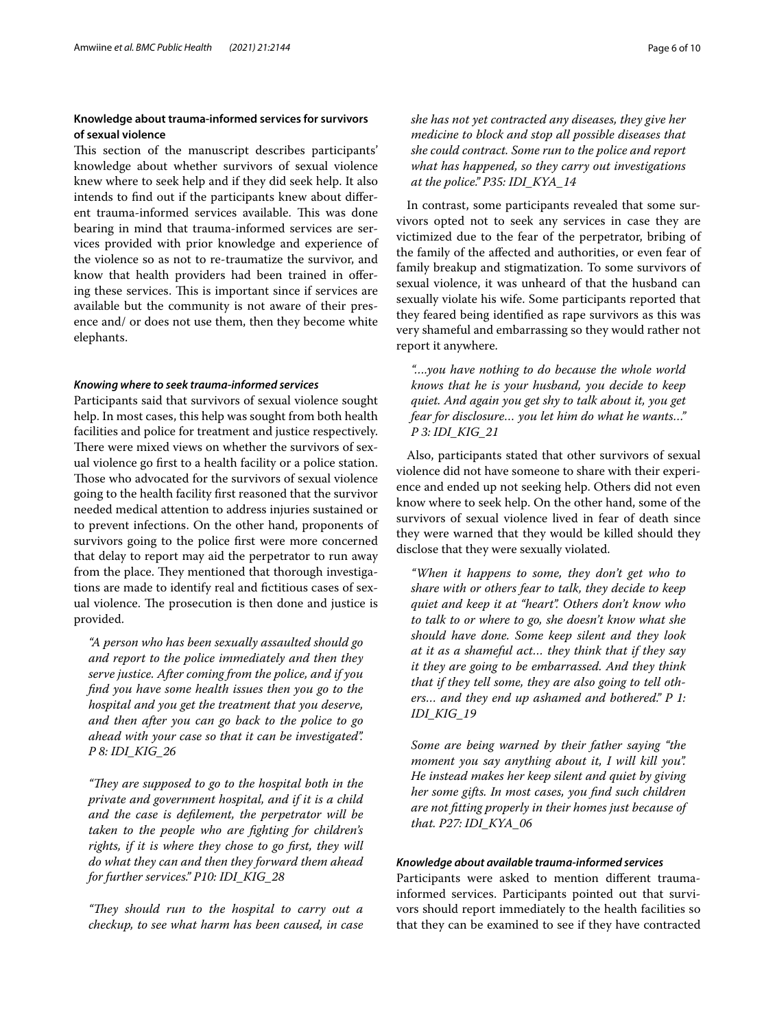## Knowledge about trauma-informed services for survivors of sexual violence

This section of the manuscript describes participants' knowledge about whether survivors of sexual violence knew where to seek help and if they did seek help. It also intends to find out if the participants knew about different trauma-informed services available. This was done bearing in mind that trauma-informed services are services provided with prior knowledge and experience of the violence so as not to re-traumatize the survivor, and know that health providers had been trained in offering these services. This is important since if services are available but the community is not aware of their presence and/ or does not use them, then they become white elephants.

### *Knowing where to seek trauma-informed services*

Participants said that survivors of sexual violence sought help. In most cases, this help was sought from both health facilities and police for treatment and justice respectively. There were mixed views on whether the survivors of sexual violence go first to a health facility or a police station. Those who advocated for the survivors of sexual violence going to the health facility first reasoned that the survivor needed medical attention to address injuries sustained or to prevent infections. On the other hand, proponents of survivors going to the police first were more concerned that delay to report may aid the perpetrator to run away from the place. They mentioned that thorough investigations are made to identify real and fictitious cases of sexual violence. The prosecution is then done and justice is provided.

> *"A person who has been sexually assaulted should go and report to the police immediately and then they serve justice. After coming from the police, and if you find you have some health issues then you go to the hospital and you get the treatment that you deserve, and then after you can go back to the police to go ahead with your case so that it can be investigated". P 8: IDI_KIG_26*

> *"They are supposed to go to the hospital both in the private and government hospital, and if it is a child and the case is defilement, the perpetrator will be taken to the people who are fighting for children's rights, if it is where they chose to go first, they will do what they can and then they forward them ahead for further services." P10: IDI_KIG_28*

> *"They should run to the hospital to carry out a checkup, to see what harm has been caused, in case she has not yet contracted any diseases, they give her medicine to block and stop all possible diseases that she could contract. Some run to the police and report what has happened, so they carry out investigations at the police." P35: IDI_KYA_14*

In contrast, some participants revealed that some survivors opted not to seek any services in case they are victimized due to the fear of the perpetrator, bribing of the family of the affected and authorities, or even fear of family breakup and stigmatization. To some survivors of sexual violence, it was unheard of that the husband can sexually violate his wife. Some participants reported that they feared being identified as rape survivors as this was very shameful and embarrassing so they would rather not report it anywhere.

> *"….you have nothing to do because the whole world knows that he is your husband, you decide to keep quiet. And again you get shy to talk about it, you get fear for disclosure… you let him do what he wants…" P 3: IDI_KIG_21*

Also, participants stated that other survivors of sexual violence did not have someone to share with their experience and ended up not seeking help. Others did not even know where to seek help. On the other hand, some of the survivors of sexual violence lived in fear of death since they were warned that they would be killed should they disclose that they were sexually violated.

> *"When it happens to some, they don't get who to share with or others fear to talk, they decide to keep quiet and keep it at "heart". Others don't know who to talk to or where to go, she doesn't know what she should have done. Some keep silent and they look at it as a shameful act… they think that if they say it they are going to be embarrassed. And they think that if they tell some, they are also going to tell others… and they end up ashamed and bothered." P 1: IDI_KIG_19*

> *Some are being warned by their father saying "the moment you say anything about it, I will kill you". He instead makes her keep silent and quiet by giving her some gifts. In most cases, you find such children are not fitting properly in their homes just because of that. P27: IDI_KYA_06*

### *Knowledge about available trauma-informed services*

Participants were asked to mention different trauma-informed services. Participants pointed out that survivors should report immediately to the health facilities so that they can be examined to see if they have contracted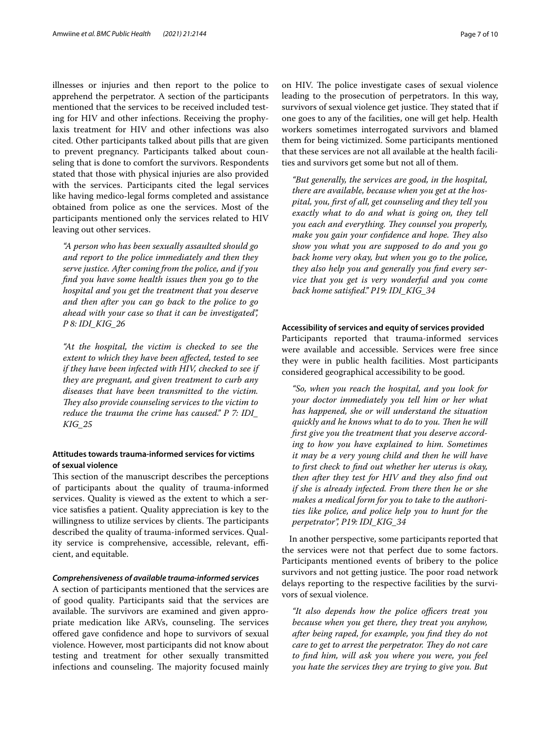illnesses or injuries and then report to the police to apprehend the perpetrator. A section of the participants mentioned that the services to be received included testing for HIV and other infections. Receiving the prophylaxis treatment for HIV and other infections was also cited. Other participants talked about pills that are given to prevent pregnancy. Participants talked about counseling that is done to comfort the survivors. Respondents stated that those with physical injuries are also provided with the services. Participants cited the legal services like having medico-legal forms completed and assistance obtained from police as one the services. Most of the participants mentioned only the services related to HIV leaving out other services.

> *"A person who has been sexually assaulted should go and report to the police immediately and then they serve justice. After coming from the police, and if you find you have some health issues then you go to the hospital and you get the treatment that you deserve and then after you can go back to the police to go ahead with your case so that it can be investigated", P 8: IDI_KIG_26*

> *"At the hospital, the victim is checked to see the extent to which they have been affected, tested to see if they have been infected with HIV, checked to see if they are pregnant, and given treatment to curb any diseases that have been transmitted to the victim. They also provide counseling services to the victim to reduce the trauma the crime has caused." P 7: IDI_KIG_25*

### Attitudes towards trauma-informed services for victims of sexual violence

This section of the manuscript describes the perceptions of participants about the quality of trauma-informed services. Quality is viewed as the extent to which a service satisfies a patient. Quality appreciation is key to the willingness to utilize services by clients. The participants described the quality of trauma-informed services. Quality service is comprehensive, accessible, relevant, efficient, and equitable.

#### *Comprehensiveness of available trauma-informed services*

A section of participants mentioned that the services are of good quality. Participants said that the services are available. The survivors are examined and given appropriate medication like ARVs, counseling. The services offered gave confidence and hope to survivors of sexual violence. However, most participants did not know about testing and treatment for other sexually transmitted infections and counseling. The majority focused mainly on HIV. The police investigate cases of sexual violence leading to the prosecution of perpetrators. In this way, survivors of sexual violence get justice. They stated that if one goes to any of the facilities, one will get help. Health workers sometimes interrogated survivors and blamed them for being victimized. Some participants mentioned that these services are not all available at the health facilities and survivors get some but not all of them.

> *"But generally, the services are good, in the hospital, there are available, because when you get at the hospital, you, first of all, get counseling and they tell you exactly what to do and what is going on, they tell you each and everything. They counsel you properly, make you gain your confidence and hope. They also show you what you are supposed to do and you go back home very okay, but when you go to the police, they also help you and generally you find every service that you get is very wonderful and you come back home satisfied." P19: IDI_KIG_34*

#### Accessibility of services and equity of services provided

Participants reported that trauma-informed services were available and accessible. Services were free since they were in public health facilities. Most participants considered geographical accessibility to be good.

> *"So, when you reach the hospital, and you look for your doctor immediately you tell him or her what has happened, she or will understand the situation quickly and he knows what to do to you. Then he will first give you the treatment that you deserve according to how you have explained to him. Sometimes it may be a very young child and then he will have to first check to find out whether her uterus is okay, then after they test for HIV and they also find out if she is already infected. From there then he or she makes a medical form for you to take to the authorities like police, and police help you to hunt for the perpetrator", P19: IDI_KIG_34*

In another perspective, some participants reported that the services were not that perfect due to some factors. Participants mentioned events of bribery to the police survivors and not getting justice. The poor road network delays reporting to the respective facilities by the survivors of sexual violence.

> *"It also depends how the police officers treat you because when you get there, they treat you anyhow, after being raped, for example, you find they do not care to get to arrest the perpetrator. They do not care to find him, will ask you where you were, you feel you hate the services they are trying to give you. But*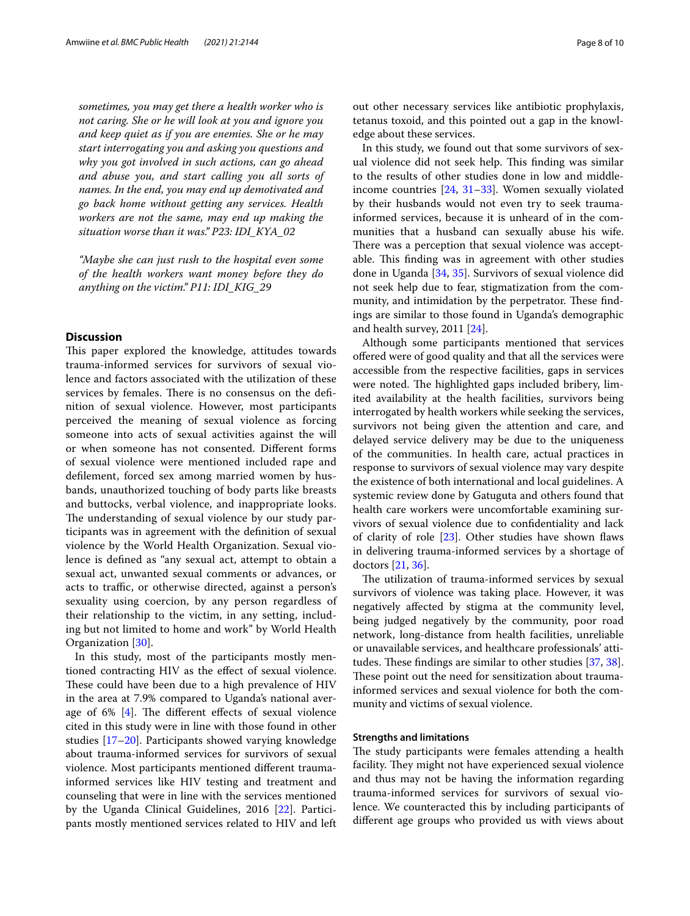*sometimes, you may get there a health worker who is not caring. She or he will look at you and ignore you and keep quiet as if you are enemies. She or he may start interrogating you and asking you questions and why you got involved in such actions, can go ahead and abuse you, and start calling you all sorts of names. In the end, you may end up demotivated and go back home without getting any services. Health workers are not the same, may end up making the situation worse than it was." P23: IDI_KYA_02*

*"Maybe she can just rush to the hospital even some of the health workers want money before they do anything on the victim." P11: IDI_KIG_29*

## Discussion

This paper explored the knowledge, attitudes towards trauma-informed services for survivors of sexual violence and factors associated with the utilization of these services by females. There is no consensus on the definition of sexual violence. However, most participants perceived the meaning of sexual violence as forcing someone into acts of sexual activities against the will or when someone has not consented. Different forms of sexual violence were mentioned included rape and defilement, forced sex among married women by husbands, unauthorized touching of body parts like breasts and buttocks, verbal violence, and inappropriate looks. The understanding of sexual violence by our study participants was in agreement with the definition of sexual violence by the World Health Organization. Sexual violence is defined as "any sexual act, attempt to obtain a sexual act, unwanted sexual comments or advances, or acts to traffic, or otherwise directed, against a person's sexuality using coercion, by any person regardless of their relationship to the victim, in any setting, including but not limited to home and work" by World Health Organization [30].

In this study, most of the participants mostly mentioned contracting HIV as the effect of sexual violence. These could have been due to a high prevalence of HIV in the area at 7.9% compared to Uganda's national average of 6% [4]. The different effects of sexual violence cited in this study were in line with those found in other studies [17–20]. Participants showed varying knowledge about trauma-informed services for survivors of sexual violence. Most participants mentioned different trauma-informed services like HIV testing and treatment and counseling that were in line with the services mentioned by the Uganda Clinical Guidelines, 2016 [22]. Participants mostly mentioned services related to HIV and left out other necessary services like antibiotic prophylaxis, tetanus toxoid, and this pointed out a gap in the knowledge about these services.

In this study, we found out that some survivors of sexual violence did not seek help. This finding was similar to the results of other studies done in low and middle-income countries [24, 31–33]. Women sexually violated by their husbands would not even try to seek trauma-informed services, because it is unheard of in the communities that a husband can sexually abuse his wife. There was a perception that sexual violence was acceptable. This finding was in agreement with other studies done in Uganda [34, 35]. Survivors of sexual violence did not seek help due to fear, stigmatization from the community, and intimidation by the perpetrator. These findings are similar to those found in Uganda's demographic and health survey, 2011 [24].

Although some participants mentioned that services offered were of good quality and that all the services were accessible from the respective facilities, gaps in services were noted. The highlighted gaps included bribery, limited availability at the health facilities, survivors being interrogated by health workers while seeking the services, survivors not being given the attention and care, and delayed service delivery may be due to the uniqueness of the communities. In health care, actual practices in response to survivors of sexual violence may vary despite the existence of both international and local guidelines. A systemic review done by Gatuguta and others found that health care workers were uncomfortable examining survivors of sexual violence due to confidentiality and lack of clarity of role [23]. Other studies have shown flaws in delivering trauma-informed services by a shortage of doctors [21, 36].

The utilization of trauma-informed services by sexual survivors of violence was taking place. However, it was negatively affected by stigma at the community level, being judged negatively by the community, poor road network, long-distance from health facilities, unreliable or unavailable services, and healthcare professionals' attitudes. These findings are similar to other studies [37, 38]. These point out the need for sensitization about trauma-informed services and sexual violence for both the community and victims of sexual violence.

### Strengths and limitations

The study participants were females attending a health facility. They might not have experienced sexual violence and thus may not be having the information regarding trauma-informed services for survivors of sexual violence. We counteracted this by including participants of different age groups who provided us with views about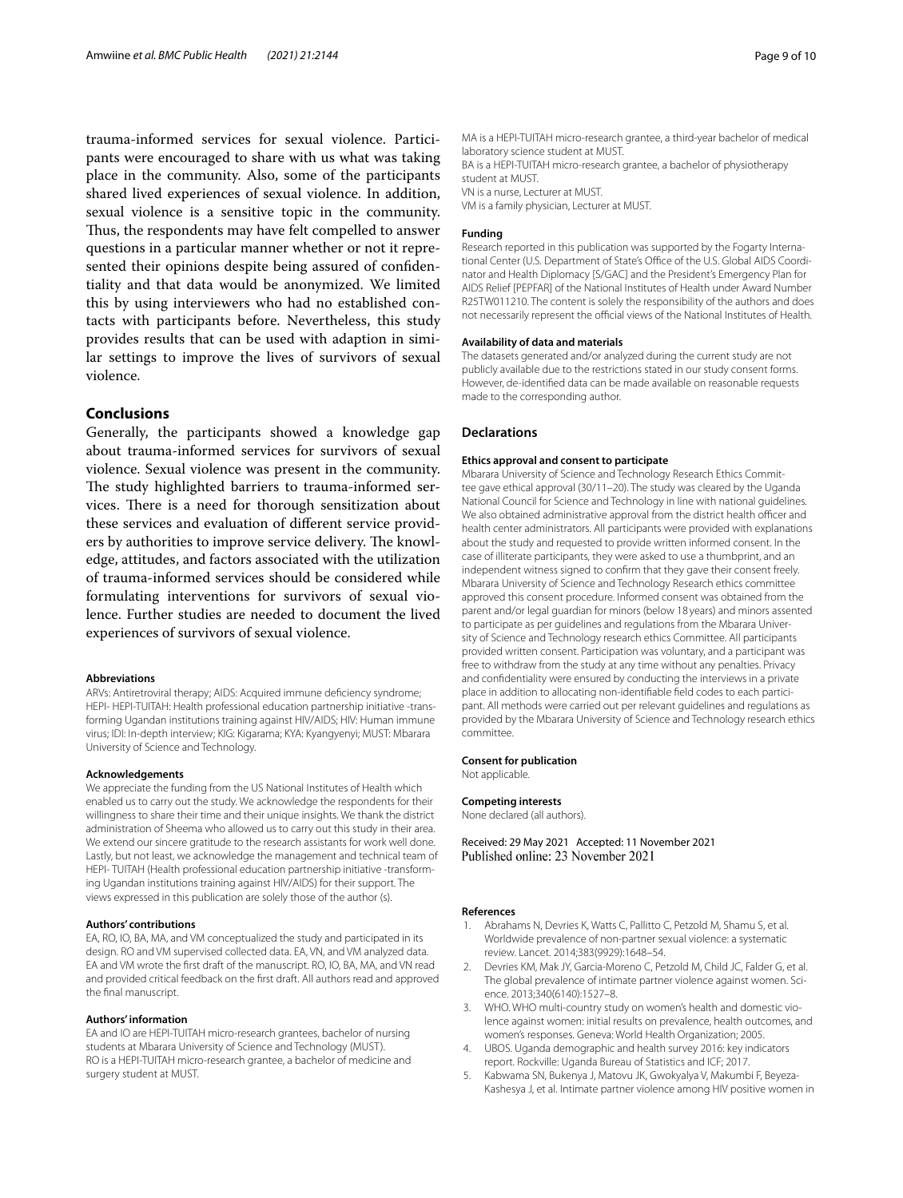trauma-informed services for sexual violence. Participants were encouraged to share with us what was taking place in the community. Also, some of the participants shared lived experiences of sexual violence. In addition, sexual violence is a sensitive topic in the community. Thus, the respondents may have felt compelled to answer questions in a particular manner whether or not it represented their opinions despite being assured of confidentiality and that data would be anonymized. We limited this by using interviewers who had no established contacts with participants before. Nevertheless, this study provides results that can be used with adaption in similar settings to improve the lives of survivors of sexual violence.

## Conclusions

Generally, the participants showed a knowledge gap about trauma-informed services for survivors of sexual violence. Sexual violence was present in the community. The study highlighted barriers to trauma-informed services. There is a need for thorough sensitization about these services and evaluation of different service providers by authorities to improve service delivery. The knowledge, attitudes, and factors associated with the utilization of trauma-informed services should be considered while formulating interventions for survivors of sexual violence. Further studies are needed to document the lived experiences of survivors of sexual violence.

#### Abbreviations

ARVs: Antiretroviral therapy; AIDS: Acquired immune deficiency syndrome; HEPI- HEPI-TUITAH: Health professional education partnership initiative -transforming Ugandan institutions training against HIV/AIDS; HIV: Human immune virus; IDI: In-depth interview; KIG: Kigarama; KYA: Kyangyenyi; MUST: Mbarara University of Science and Technology.

#### Acknowledgements

We appreciate the funding from the US National Institutes of Health which enabled us to carry out the study. We acknowledge the respondents for their willingness to share their time and their unique insights. We thank the district administration of Sheema who allowed us to carry out this study in their area. We extend our sincere gratitude to the research assistants for work well done. Lastly, but not least, we acknowledge the management and technical team of HEPI- TUITAH (Health professional education partnership initiative -transforming Ugandan institutions training against HIV/AIDS) for their support. The views expressed in this publication are solely those of the author (s).

#### Authors' contributions

EA, RO, IO, BA, MA, and VM conceptualized the study and participated in its design. RO and VM supervised collected data. EA, VN, and VM analyzed data. EA and VM wrote the first draft of the manuscript. RO, IO, BA, MA, and VN read and provided critical feedback on the first draft. All authors read and approved the final manuscript.

#### Authors' information

EA and IO are HEPI-TUITAH micro-research grantees, bachelor of nursing students at Mbarara University of Science and Technology (MUST).
RO is a HEPI-TUITAH micro-research grantee, a bachelor of medicine and surgery student at MUST.
MA is a HEPI-TUITAH micro-research grantee, a third-year bachelor of medical laboratory science student at MUST.
BA is a HEPI-TUITAH micro-research grantee, a bachelor of physiotherapy student at MUST.
VN is a nurse, Lecturer at MUST.
VM is a family physician, Lecturer at MUST.

#### Funding

Research reported in this publication was supported by the Fogarty International Center (U.S. Department of State's Office of the U.S. Global AIDS Coordinator and Health Diplomacy [S/GAC] and the President's Emergency Plan for AIDS Relief [PEPFAR] of the National Institutes of Health under Award Number R25TW011210. The content is solely the responsibility of the authors and does not necessarily represent the official views of the National Institutes of Health.

#### Availability of data and materials

The datasets generated and/or analyzed during the current study are not publicly available due to the restrictions stated in our study consent forms. However, de-identified data can be made available on reasonable requests made to the corresponding author.

## Declarations

#### Ethics approval and consent to participate

Mbarara University of Science and Technology Research Ethics Committee gave ethical approval (30/11–20). The study was cleared by the Uganda National Council for Science and Technology in line with national guidelines. We also obtained administrative approval from the district health officer and health center administrators. All participants were provided with explanations about the study and requested to provide written informed consent. In the case of illiterate participants, they were asked to use a thumbprint, and an independent witness signed to confirm that they gave their consent freely. Mbarara University of Science and Technology Research ethics committee approved this consent procedure. Informed consent was obtained from the parent and/or legal guardian for minors (below 18 years) and minors assented to participate as per guidelines and regulations from the Mbarara University of Science and Technology research ethics Committee. All participants provided written consent. Participation was voluntary, and a participant was free to withdraw from the study at any time without any penalties. Privacy and confidentiality were ensured by conducting the interviews in a private place in addition to allocating non-identifiable field codes to each participant. All methods were carried out per relevant guidelines and regulations as provided by the Mbarara University of Science and Technology research ethics committee.

#### Consent for publication

Not applicable.

#### Competing interests

None declared (all authors).

Received: 29 May 2021 Accepted: 11 November 2021
Published online: 23 November 2021

#### References

1. Abrahams N, Devries K, Watts C, Pallitto C, Petzold M, Shamu S, et al. Worldwide prevalence of non-partner sexual violence: a systematic review. Lancet. 2014;383(9929):1648–54.
2. Devries KM, Mak JY, Garcia-Moreno C, Petzold M, Child JC, Falder G, et al. The global prevalence of intimate partner violence against women. Science. 2013;340(6140):1527–8.
3. WHO. WHO multi-country study on women's health and domestic violence against women: initial results on prevalence, health outcomes, and women's responses. Geneva: World Health Organization; 2005.
4. UBOS. Uganda demographic and health survey 2016: key indicators report. Rockville: Uganda Bureau of Statistics and ICF; 2017.
5. Kabwama SN, Bukenya J, Matovu JK, Gwokyalya V, Makumbi F, Beyeza-Kashesya J, et al. Intimate partner violence among HIV positive women in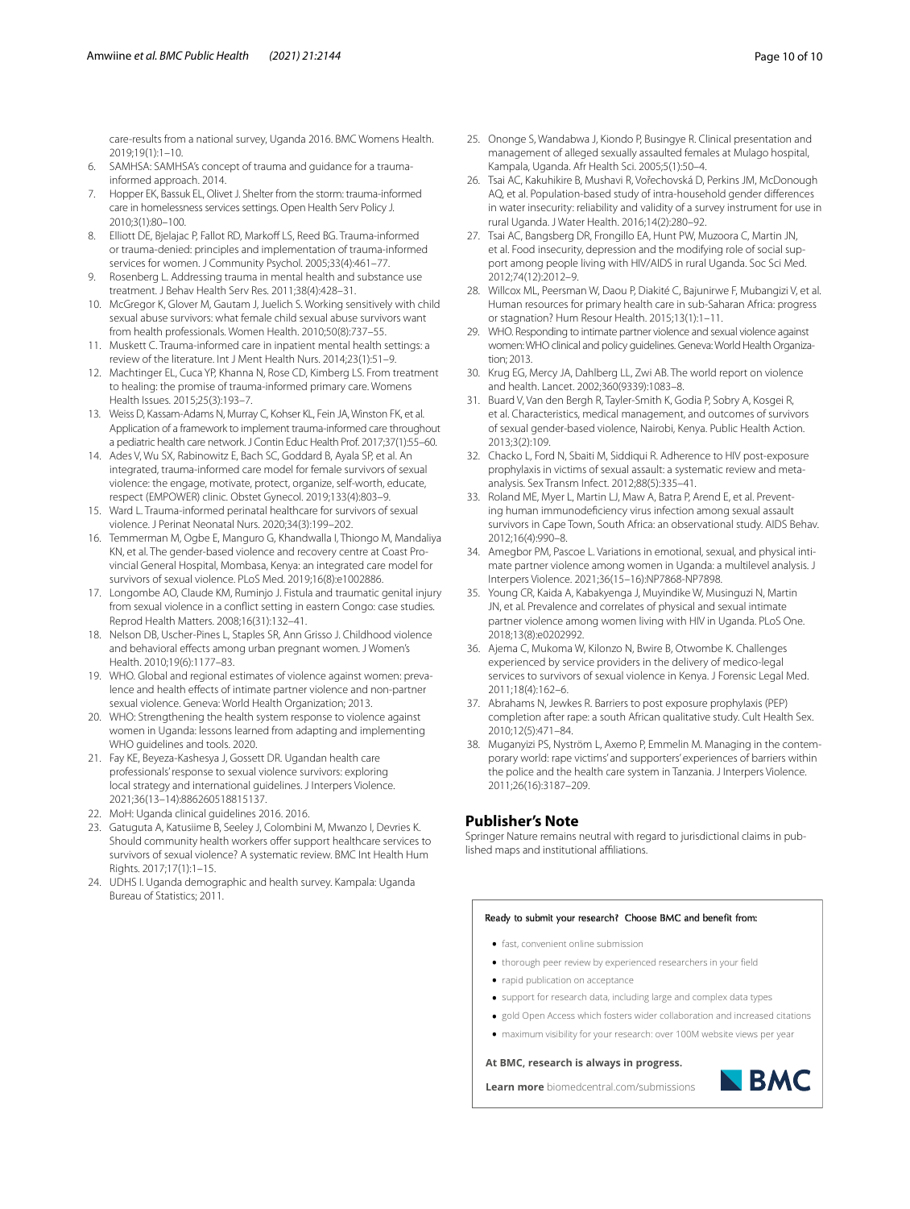care-results from a national survey, Uganda 2016. BMC Womens Health. 2019;19(1):1–10.

6. SAMHSA: SAMHSA's concept of trauma and guidance for a trauma-informed approach. 2014.
7. Hopper EK, Bassuk EL, Olivet J. Shelter from the storm: trauma-informed care in homelessness services settings. Open Health Serv Policy J. 2010;3(1):80–100.
8. Elliott DE, Bjelajac P, Fallot RD, Markoff LS, Reed BG. Trauma-informed or trauma-denied: principles and implementation of trauma-informed services for women. J Community Psychol. 2005;33(4):461–77.
9. Rosenberg L. Addressing trauma in mental health and substance use treatment. J Behav Health Serv Res. 2011;38(4):428–31.
10. McGregor K, Glover M, Gautam J, Juelich S. Working sensitively with child sexual abuse survivors: what female child sexual abuse survivors want from health professionals. Women Health. 2010;50(8):737–55.
11. Muskett C. Trauma-informed care in inpatient mental health settings: a review of the literature. Int J Ment Health Nurs. 2014;23(1):51–9.
12. Machtinger EL, Cuca YP, Khanna N, Rose CD, Kimberg LS. From treatment to healing: the promise of trauma-informed primary care. Womens Health Issues. 2015;25(3):193–7.
13. Weiss D, Kassam-Adams N, Murray C, Kohser KL, Fein JA, Winston FK, et al. Application of a framework to implement trauma-informed care throughout a pediatric health care network. J Contin Educ Health Prof. 2017;37(1):55–60.
14. Ades V, Wu SX, Rabinowitz E, Bach SC, Goddard B, Ayala SP, et al. An integrated, trauma-informed care model for female survivors of sexual violence: the engage, motivate, protect, organize, self-worth, educate, respect (EMPOWER) clinic. Obstet Gynecol. 2019;133(4):803–9.
15. Ward L. Trauma-informed perinatal healthcare for survivors of sexual violence. J Perinat Neonatal Nurs. 2020;34(3):199–202.
16. Temmerman M, Ogbe E, Manguro G, Khandwalla I, Thiongo M, Mandaliya KN, et al. The gender-based violence and recovery centre at Coast Provincial General Hospital, Mombasa, Kenya: an integrated care model for survivors of sexual violence. PLoS Med. 2019;16(8):e1002886.
17. Longombe AO, Claude KM, Ruminjo J. Fistula and traumatic genital injury from sexual violence in a conflict setting in eastern Congo: case studies. Reprod Health Matters. 2008;16(31):132–41.
18. Nelson DB, Uscher-Pines L, Staples SR, Ann Grisso J. Childhood violence and behavioral effects among urban pregnant women. J Women's Health. 2010;19(6):1177–83.
19. WHO. Global and regional estimates of violence against women: prevalence and health effects of intimate partner violence and non-partner sexual violence. Geneva: World Health Organization; 2013.
20. WHO: Strengthening the health system response to violence against women in Uganda: lessons learned from adapting and implementing WHO guidelines and tools. 2020.
21. Fay KE, Beyeza-Kashesya J, Gossett DR. Ugandan health care professionals' response to sexual violence survivors: exploring local strategy and international guidelines. J Interpers Violence. 2021;36(13–14):886260518815137.
22. MoH: Uganda clinical guidelines 2016. 2016.
23. Gatuguta A, Katusiime B, Seeley J, Colombini M, Mwanzo I, Devries K. Should community health workers offer support healthcare services to survivors of sexual violence? A systematic review. BMC Int Health Hum Rights. 2017;17(1):1–15.
24. UDHS I. Uganda demographic and health survey. Kampala: Uganda Bureau of Statistics; 2011.
25. Ononge S, Wandabwa J, Kiondo P, Busingye R. Clinical presentation and management of alleged sexually assaulted females at Mulago hospital, Kampala, Uganda. Afr Health Sci. 2005;5(1):50–4.
26. Tsai AC, Kakuhikire B, Mushavi R, Vořechovská D, Perkins JM, McDonough AQ, et al. Population-based study of intra-household gender differences in water insecurity: reliability and validity of a survey instrument for use in rural Uganda. J Water Health. 2016;14(2):280–92.
27. Tsai AC, Bangsberg DR, Frongillo EA, Hunt PW, Muzoora C, Martin JN, et al. Food insecurity, depression and the modifying role of social support among people living with HIV/AIDS in rural Uganda. Soc Sci Med. 2012;74(12):2012–9.
28. Willcox ML, Peersman W, Daou P, Diakité C, Bajunirwe F, Mubangizi V, et al. Human resources for primary health care in sub-Saharan Africa: progress or stagnation? Hum Resour Health. 2015;13(1):1–11.
29. WHO. Responding to intimate partner violence and sexual violence against women: WHO clinical and policy guidelines. Geneva: World Health Organization; 2013.
30. Krug EG, Mercy JA, Dahlberg LL, Zwi AB. The world report on violence and health. Lancet. 2002;360(9339):1083–8.
31. Buard V, Van den Bergh R, Tayler-Smith K, Godia P, Sobry A, Kosgei R, et al. Characteristics, medical management, and outcomes of survivors of sexual gender-based violence, Nairobi, Kenya. Public Health Action. 2013;3(2):109.
32. Chacko L, Ford N, Sbaiti M, Siddiqui R. Adherence to HIV post-exposure prophylaxis in victims of sexual assault: a systematic review and meta-analysis. Sex Transm Infect. 2012;88(5):335–41.
33. Roland ME, Myer L, Martin LJ, Maw A, Batra P, Arend E, et al. Preventing human immunodeficiency virus infection among sexual assault survivors in Cape Town, South Africa: an observational study. AIDS Behav. 2012;16(4):990–8.
34. Amegbor PM, Pascoe L. Variations in emotional, sexual, and physical intimate partner violence among women in Uganda: a multilevel analysis. J Interpers Violence. 2021;36(15–16):NP7868-NP7898.
35. Young CR, Kaida A, Kabakyenga J, Muyindike W, Musinguzi N, Martin JN, et al. Prevalence and correlates of physical and sexual intimate partner violence among women living with HIV in Uganda. PLoS One. 2018;13(8):e0202992.
36. Ajema C, Mukoma W, Kilonzo N, Bwire B, Otwombe K. Challenges experienced by service providers in the delivery of medico-legal services to survivors of sexual violence in Kenya. J Forensic Legal Med. 2011;18(4):162–6.
37. Abrahams N, Jewkes R. Barriers to post exposure prophylaxis (PEP) completion after rape: a south African qualitative study. Cult Health Sex. 2010;12(5):471–84.
38. Muganyizi PS, Nyström L, Axemo P, Emmelin M. Managing in the contemporary world: rape victims' and supporters' experiences of barriers within the police and the health care system in Tanzania. J Interpers Violence. 2011;26(16):3187–209.

## Publisher's Note

Springer Nature remains neutral with regard to jurisdictional claims in published maps and institutional affiliations.

Ready to submit your research? Choose BMC and benefit from:

- fast, convenient online submission
- thorough peer review by experienced researchers in your field
- rapid publication on acceptance
- support for research data, including large and complex data types
- gold Open Access which fosters wider collaboration and increased citations
- maximum visibility for your research: over 100M website views per year

**At BMC, research is always in progress.**

**Learn more** biomedcentral.com/submissions

BMC